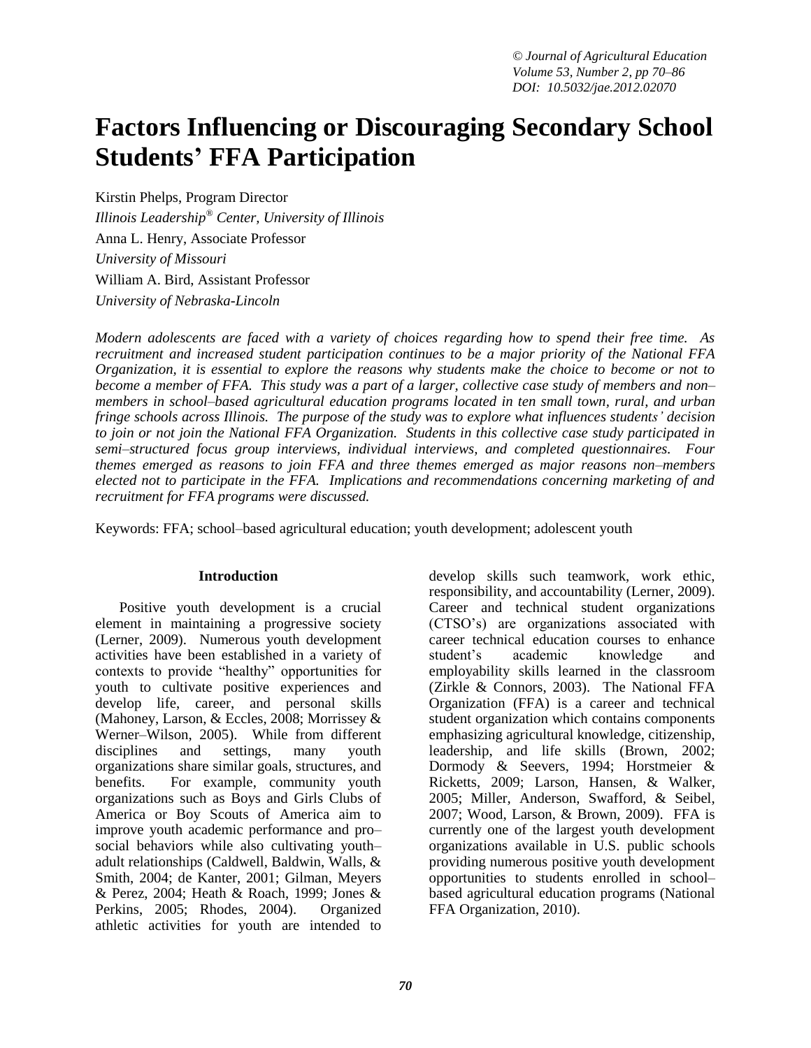# Factors Influencing or Discouraging Secondary School Students' FFA Participation

Kirstin Phelps, Program Director
*Illinois Leadership® Center, University of Illinois*
Anna L. Henry, Associate Professor
*University of Missouri*
William A. Bird, Assistant Professor
*University of Nebraska-Lincoln*

*Modern adolescents are faced with a variety of choices regarding how to spend their free time. As recruitment and increased student participation continues to be a major priority of the National FFA Organization, it is essential to explore the reasons why students make the choice to become or not to become a member of FFA. This study was a part of a larger, collective case study of members and non–members in school–based agricultural education programs located in ten small town, rural, and urban fringe schools across Illinois. The purpose of the study was to explore what influences students' decision to join or not join the National FFA Organization. Students in this collective case study participated in semi–structured focus group interviews, individual interviews, and completed questionnaires. Four themes emerged as reasons to join FFA and three themes emerged as major reasons non–members elected not to participate in the FFA. Implications and recommendations concerning marketing of and recruitment for FFA programs were discussed.*

Keywords: FFA; school–based agricultural education; youth development; adolescent youth

## Introduction

Positive youth development is a crucial element in maintaining a progressive society (Lerner, 2009). Numerous youth development activities have been established in a variety of contexts to provide "healthy" opportunities for youth to cultivate positive experiences and develop life, career, and personal skills (Mahoney, Larson, & Eccles, 2008; Morrissey & Werner–Wilson, 2005). While from different disciplines and settings, many youth organizations share similar goals, structures, and benefits. For example, community youth organizations such as Boys and Girls Clubs of America or Boy Scouts of America aim to improve youth academic performance and pro–social behaviors while also cultivating youth–adult relationships (Caldwell, Baldwin, Walls, & Smith, 2004; de Kanter, 2001; Gilman, Meyers & Perez, 2004; Heath & Roach, 1999; Jones & Perkins, 2005; Rhodes, 2004). Organized athletic activities for youth are intended to develop skills such teamwork, work ethic, responsibility, and accountability (Lerner, 2009). Career and technical student organizations (CTSO's) are organizations associated with career technical education courses to enhance student's academic knowledge and employability skills learned in the classroom (Zirkle & Connors, 2003). The National FFA Organization (FFA) is a career and technical student organization which contains components emphasizing agricultural knowledge, citizenship, leadership, and life skills (Brown, 2002; Dormody & Seevers, 1994; Horstmeier & Ricketts, 2009; Larson, Hansen, & Walker, 2005; Miller, Anderson, Swafford, & Seibel, 2007; Wood, Larson, & Brown, 2009). FFA is currently one of the largest youth development organizations available in U.S. public schools providing numerous positive youth development opportunities to students enrolled in school–based agricultural education programs (National FFA Organization, 2010).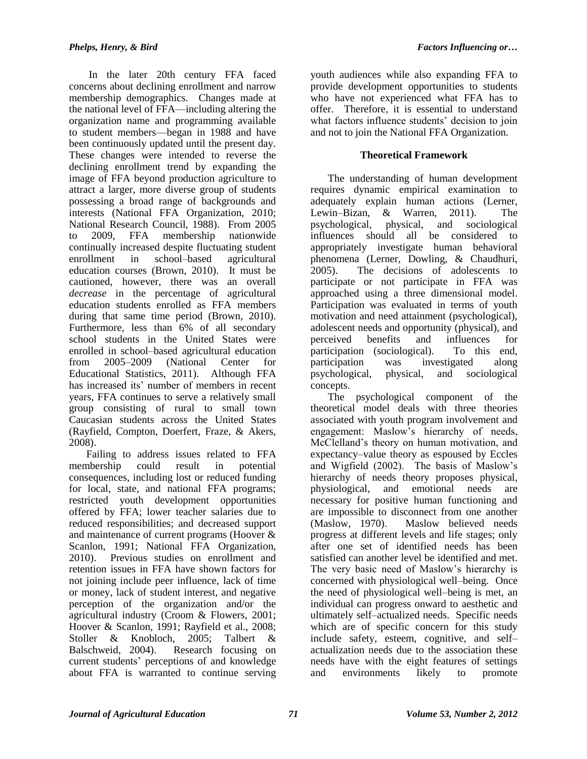In the later 20th century FFA faced concerns about declining enrollment and narrow membership demographics. Changes made at the national level of FFA—including altering the organization name and programming available to student members—began in 1988 and have been continuously updated until the present day. These changes were intended to reverse the declining enrollment trend by expanding the image of FFA beyond production agriculture to attract a larger, more diverse group of students possessing a broad range of backgrounds and interests (National FFA Organization, 2010; National Research Council, 1988). From 2005 to 2009, FFA membership nationwide continually increased despite fluctuating student enrollment in school–based agricultural education courses (Brown, 2010). It must be cautioned, however, there was an overall *decrease* in the percentage of agricultural education students enrolled as FFA members during that same time period (Brown, 2010). Furthermore, less than 6% of all secondary school students in the United States were enrolled in school–based agricultural education from 2005–2009 (National Center for Educational Statistics, 2011). Although FFA has increased its' number of members in recent years, FFA continues to serve a relatively small group consisting of rural to small town Caucasian students across the United States (Rayfield, Compton, Doerfert, Fraze, & Akers, 2008).

Failing to address issues related to FFA membership could result in potential consequences, including lost or reduced funding for local, state, and national FFA programs; restricted youth development opportunities offered by FFA; lower teacher salaries due to reduced responsibilities; and decreased support and maintenance of current programs (Hoover & Scanlon, 1991; National FFA Organization, 2010). Previous studies on enrollment and retention issues in FFA have shown factors for not joining include peer influence, lack of time or money, lack of student interest, and negative perception of the organization and/or the agricultural industry (Croom & Flowers, 2001; Hoover & Scanlon, 1991; Rayfield et al., 2008; Stoller & Knobloch, 2005; Talbert & Balschweid, 2004). Research focusing on current students' perceptions of and knowledge about FFA is warranted to continue serving youth audiences while also expanding FFA to provide development opportunities to students who have not experienced what FFA has to offer. Therefore, it is essential to understand what factors influence students' decision to join and not to join the National FFA Organization.

## Theoretical Framework

The understanding of human development requires dynamic empirical examination to adequately explain human actions (Lerner, Lewin–Bizan, & Warren, 2011). The psychological, physical, and sociological influences should all be considered to appropriately investigate human behavioral phenomena (Lerner, Dowling, & Chaudhuri, 2005). The decisions of adolescents to participate or not participate in FFA was approached using a three dimensional model. Participation was evaluated in terms of youth motivation and need attainment (psychological), adolescent needs and opportunity (physical), and perceived benefits and influences for participation (sociological). To this end, participation was investigated along psychological, physical, and sociological concepts.

The psychological component of the theoretical model deals with three theories associated with youth program involvement and engagement: Maslow's hierarchy of needs, McClelland's theory on human motivation, and expectancy–value theory as espoused by Eccles and Wigfield (2002). The basis of Maslow's hierarchy of needs theory proposes physical, physiological, and emotional needs are necessary for positive human functioning and are impossible to disconnect from one another (Maslow, 1970). Maslow believed needs progress at different levels and life stages; only after one set of identified needs has been satisfied can another level be identified and met. The very basic need of Maslow's hierarchy is concerned with physiological well–being. Once the need of physiological well–being is met, an individual can progress onward to aesthetic and ultimately self–actualized needs. Specific needs which are of specific concern for this study include safety, esteem, cognitive, and self–actualization needs due to the association these needs have with the eight features of settings and environments likely to promote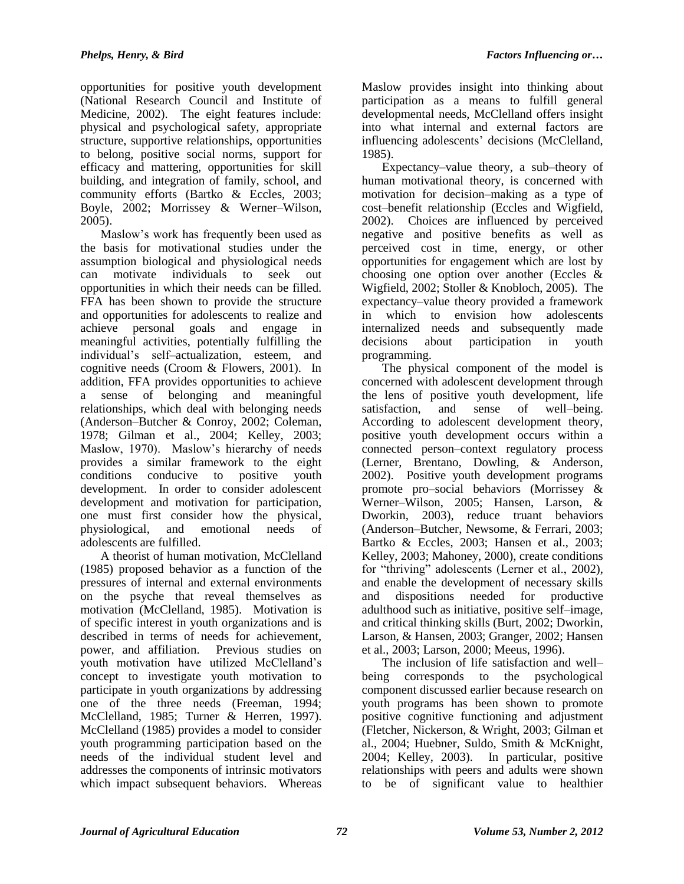opportunities for positive youth development (National Research Council and Institute of Medicine, 2002). The eight features include: physical and psychological safety, appropriate structure, supportive relationships, opportunities to belong, positive social norms, support for efficacy and mattering, opportunities for skill building, and integration of family, school, and community efforts (Bartko & Eccles, 2003; Boyle, 2002; Morrissey & Werner–Wilson, 2005).

Maslow's work has frequently been used as the basis for motivational studies under the assumption biological and physiological needs can motivate individuals to seek out opportunities in which their needs can be filled. FFA has been shown to provide the structure and opportunities for adolescents to realize and achieve personal goals and engage in meaningful activities, potentially fulfilling the individual's self–actualization, esteem, and cognitive needs (Croom & Flowers, 2001). In addition, FFA provides opportunities to achieve a sense of belonging and meaningful relationships, which deal with belonging needs (Anderson–Butcher & Conroy, 2002; Coleman, 1978; Gilman et al., 2004; Kelley, 2003; Maslow, 1970). Maslow's hierarchy of needs provides a similar framework to the eight conditions conducive to positive youth development. In order to consider adolescent development and motivation for participation, one must first consider how the physical, physiological, and emotional needs of adolescents are fulfilled.

A theorist of human motivation, McClelland (1985) proposed behavior as a function of the pressures of internal and external environments on the psyche that reveal themselves as motivation (McClelland, 1985). Motivation is of specific interest in youth organizations and is described in terms of needs for achievement, power, and affiliation. Previous studies on youth motivation have utilized McClelland's concept to investigate youth motivation to participate in youth organizations by addressing one of the three needs (Freeman, 1994; McClelland, 1985; Turner & Herren, 1997). McClelland (1985) provides a model to consider youth programming participation based on the needs of the individual student level and addresses the components of intrinsic motivators which impact subsequent behaviors. Whereas Maslow provides insight into thinking about participation as a means to fulfill general developmental needs, McClelland offers insight into what internal and external factors are influencing adolescents' decisions (McClelland, 1985).

Expectancy–value theory, a sub–theory of human motivational theory, is concerned with motivation for decision–making as a type of cost–benefit relationship (Eccles and Wigfield, 2002). Choices are influenced by perceived negative and positive benefits as well as perceived cost in time, energy, or other opportunities for engagement which are lost by choosing one option over another (Eccles & Wigfield, 2002; Stoller & Knobloch, 2005). The expectancy–value theory provided a framework in which to envision how adolescents internalized needs and subsequently made decisions about participation in youth programming.

The physical component of the model is concerned with adolescent development through the lens of positive youth development, life satisfaction, and sense of well–being. According to adolescent development theory, positive youth development occurs within a connected person–context regulatory process (Lerner, Brentano, Dowling, & Anderson, 2002). Positive youth development programs promote pro–social behaviors (Morrissey & Werner–Wilson, 2005; Hansen, Larson, & Dworkin, 2003), reduce truant behaviors (Anderson–Butcher, Newsome, & Ferrari, 2003; Bartko & Eccles, 2003; Hansen et al., 2003; Kelley, 2003; Mahoney, 2000), create conditions for "thriving" adolescents (Lerner et al., 2002), and enable the development of necessary skills and dispositions needed for productive adulthood such as initiative, positive self–image, and critical thinking skills (Burt, 2002; Dworkin, Larson, & Hansen, 2003; Granger, 2002; Hansen et al., 2003; Larson, 2000; Meeus, 1996).

The inclusion of life satisfaction and well–being corresponds to the psychological component discussed earlier because research on youth programs has been shown to promote positive cognitive functioning and adjustment (Fletcher, Nickerson, & Wright, 2003; Gilman et al., 2004; Huebner, Suldo, Smith & McKnight, 2004; Kelley, 2003). In particular, positive relationships with peers and adults were shown to be of significant value to healthier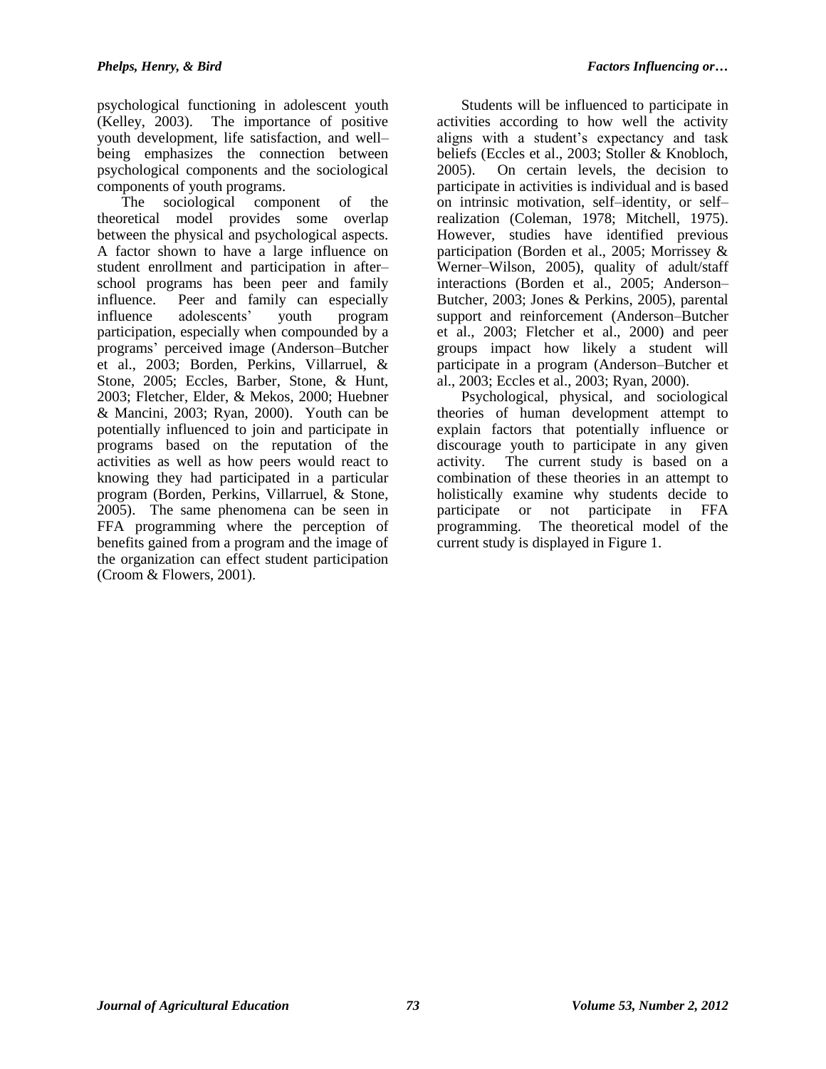psychological functioning in adolescent youth (Kelley, 2003). The importance of positive youth development, life satisfaction, and well–being emphasizes the connection between psychological components and the sociological components of youth programs.

The sociological component of the theoretical model provides some overlap between the physical and psychological aspects. A factor shown to have a large influence on student enrollment and participation in after–school programs has been peer and family influence. Peer and family can especially influence adolescents' youth program participation, especially when compounded by a programs' perceived image (Anderson–Butcher et al., 2003; Borden, Perkins, Villarruel, & Stone, 2005; Eccles, Barber, Stone, & Hunt, 2003; Fletcher, Elder, & Mekos, 2000; Huebner & Mancini, 2003; Ryan, 2000). Youth can be potentially influenced to join and participate in programs based on the reputation of the activities as well as how peers would react to knowing they had participated in a particular program (Borden, Perkins, Villarruel, & Stone, 2005). The same phenomena can be seen in FFA programming where the perception of benefits gained from a program and the image of the organization can effect student participation (Croom & Flowers, 2001).

Students will be influenced to participate in activities according to how well the activity aligns with a student's expectancy and task beliefs (Eccles et al., 2003; Stoller & Knobloch, 2005). On certain levels, the decision to participate in activities is individual and is based on intrinsic motivation, self–identity, or self–realization (Coleman, 1978; Mitchell, 1975). However, studies have identified previous participation (Borden et al., 2005; Morrissey & Werner–Wilson, 2005), quality of adult/staff interactions (Borden et al., 2005; Anderson–Butcher, 2003; Jones & Perkins, 2005), parental support and reinforcement (Anderson–Butcher et al., 2003; Fletcher et al., 2000) and peer groups impact how likely a student will participate in a program (Anderson–Butcher et al., 2003; Eccles et al., 2003; Ryan, 2000).

Psychological, physical, and sociological theories of human development attempt to explain factors that potentially influence or discourage youth to participate in any given activity. The current study is based on a combination of these theories in an attempt to holistically examine why students decide to participate or not participate in FFA programming. The theoretical model of the current study is displayed in Figure 1.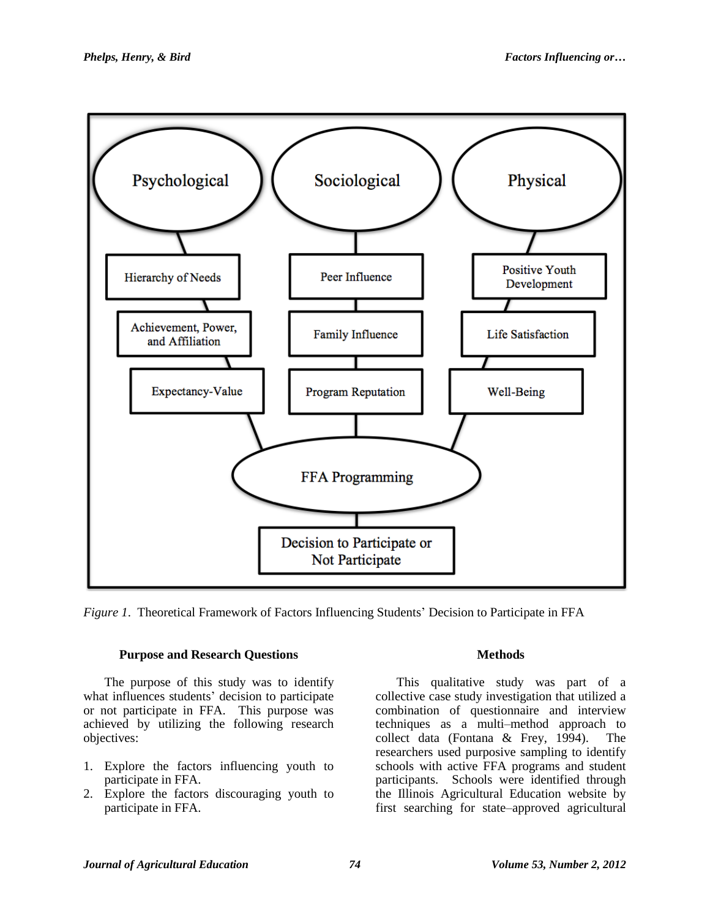Figure 1. Theoretical Framework of Factors Influencing Students' Decision to Participate in FFA

### Purpose and Research Questions

The purpose of this study was to identify what influences students' decision to participate or not participate in FFA. This purpose was achieved by utilizing the following research objectives:

1. Explore the factors influencing youth to participate in FFA.
2. Explore the factors discouraging youth to participate in FFA.

### Methods

This qualitative study was part of a collective case study investigation that utilized a combination of questionnaire and interview techniques as a multi–method approach to collect data (Fontana & Frey, 1994). The researchers used purposive sampling to identify schools with active FFA programs and student participants. Schools were identified through the Illinois Agricultural Education website by first searching for state–approved agricultural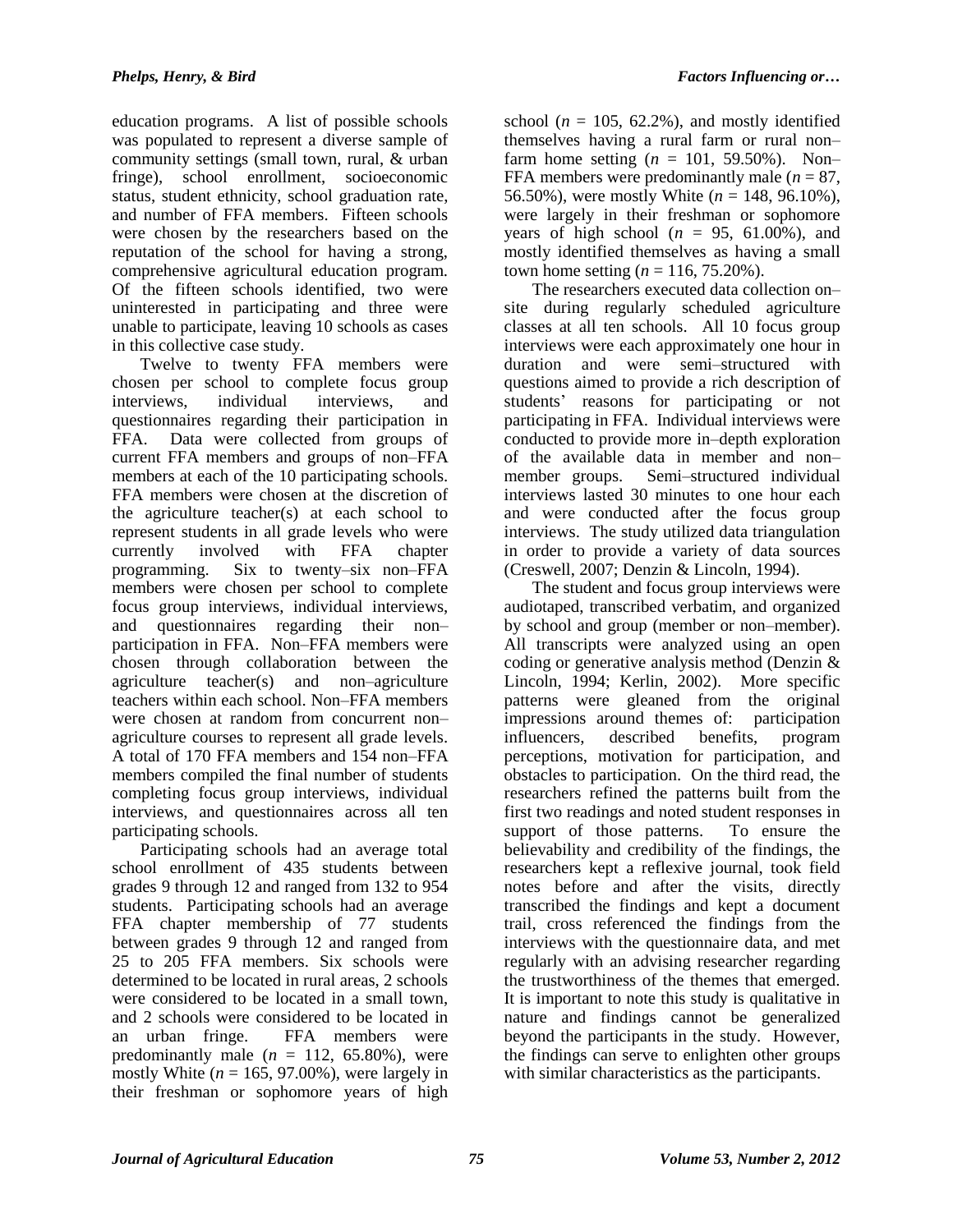education programs. A list of possible schools was populated to represent a diverse sample of community settings (small town, rural, & urban fringe), school enrollment, socioeconomic status, student ethnicity, school graduation rate, and number of FFA members. Fifteen schools were chosen by the researchers based on the reputation of the school for having a strong, comprehensive agricultural education program. Of the fifteen schools identified, two were uninterested in participating and three were unable to participate, leaving 10 schools as cases in this collective case study.

Twelve to twenty FFA members were chosen per school to complete focus group interviews, individual interviews, and questionnaires regarding their participation in FFA. Data were collected from groups of current FFA members and groups of non–FFA members at each of the 10 participating schools. FFA members were chosen at the discretion of the agriculture teacher(s) at each school to represent students in all grade levels who were currently involved with FFA chapter programming. Six to twenty–six non–FFA members were chosen per school to complete focus group interviews, individual interviews, and questionnaires regarding their non–participation in FFA. Non–FFA members were chosen through collaboration between the agriculture teacher(s) and non–agriculture teachers within each school. Non–FFA members were chosen at random from concurrent non–agriculture courses to represent all grade levels. A total of 170 FFA members and 154 non–FFA members compiled the final number of students completing focus group interviews, individual interviews, and questionnaires across all ten participating schools.

Participating schools had an average total school enrollment of 435 students between grades 9 through 12 and ranged from 132 to 954 students. Participating schools had an average FFA chapter membership of 77 students between grades 9 through 12 and ranged from 25 to 205 FFA members. Six schools were determined to be located in rural areas, 2 schools were considered to be located in a small town, and 2 schools were considered to be located in an urban fringe. FFA members were predominantly male ($n$ = 112, 65.80%), were mostly White ($n$ = 165, 97.00%), were largely in their freshman or sophomore years of high school ($n$ = 105, 62.2%), and mostly identified themselves having a rural farm or rural non–farm home setting ($n$ = 101, 59.50%). Non–FFA members were predominantly male ($n$ = 87, 56.50%), were mostly White ($n$ = 148, 96.10%), were largely in their freshman or sophomore years of high school ($n$ = 95, 61.00%), and mostly identified themselves as having a small town home setting ($n$ = 116, 75.20%).

The researchers executed data collection on–site during regularly scheduled agriculture classes at all ten schools. All 10 focus group interviews were each approximately one hour in duration and were semi–structured with questions aimed to provide a rich description of students' reasons for participating or not participating in FFA. Individual interviews were conducted to provide more in–depth exploration of the available data in member and non–member groups. Semi–structured individual interviews lasted 30 minutes to one hour each and were conducted after the focus group interviews. The study utilized data triangulation in order to provide a variety of data sources (Creswell, 2007; Denzin & Lincoln, 1994).

The student and focus group interviews were audiotaped, transcribed verbatim, and organized by school and group (member or non–member). All transcripts were analyzed using an open coding or generative analysis method (Denzin & Lincoln, 1994; Kerlin, 2002). More specific patterns were gleaned from the original impressions around themes of: participation influencers, described benefits, program perceptions, motivation for participation, and obstacles to participation. On the third read, the researchers refined the patterns built from the first two readings and noted student responses in support of those patterns. To ensure the believability and credibility of the findings, the researchers kept a reflexive journal, took field notes before and after the visits, directly transcribed the findings and kept a document trail, cross referenced the findings from the interviews with the questionnaire data, and met regularly with an advising researcher regarding the trustworthiness of the themes that emerged. It is important to note this study is qualitative in nature and findings cannot be generalized beyond the participants in the study. However, the findings can serve to enlighten other groups with similar characteristics as the participants.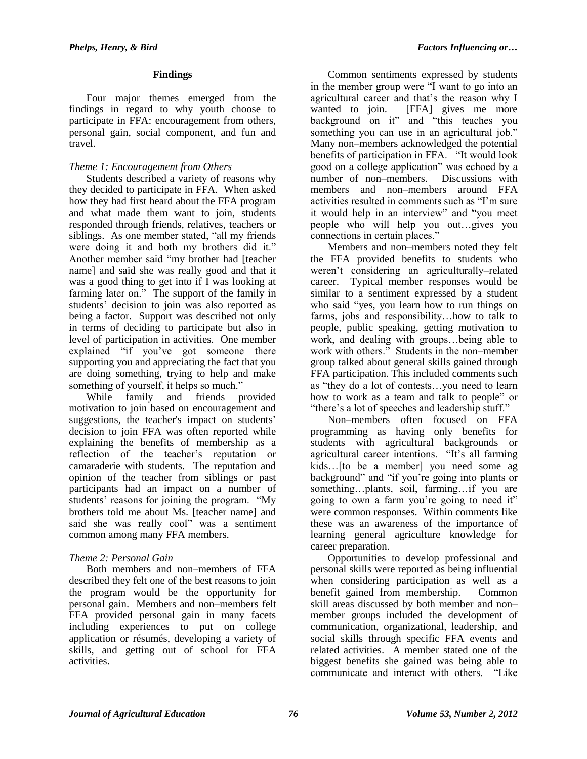## Findings

Four major themes emerged from the findings in regard to why youth choose to participate in FFA: encouragement from others, personal gain, social component, and fun and travel.

### *Theme 1: Encouragement from Others*

Students described a variety of reasons why they decided to participate in FFA. When asked how they had first heard about the FFA program and what made them want to join, students responded through friends, relatives, teachers or siblings. As one member stated, "all my friends were doing it and both my brothers did it." Another member said "my brother had [teacher name] and said she was really good and that it was a good thing to get into if I was looking at farming later on." The support of the family in students' decision to join was also reported as being a factor. Support was described not only in terms of deciding to participate but also in level of participation in activities. One member explained "if you've got someone there supporting you and appreciating the fact that you are doing something, trying to help and make something of yourself, it helps so much."

While family and friends provided motivation to join based on encouragement and suggestions, the teacher's impact on students' decision to join FFA was often reported while explaining the benefits of membership as a reflection of the teacher's reputation or camaraderie with students. The reputation and opinion of the teacher from siblings or past participants had an impact on a number of students' reasons for joining the program. "My brothers told me about Ms. [teacher name] and said she was really cool" was a sentiment common among many FFA members.

### *Theme 2: Personal Gain*

Both members and non–members of FFA described they felt one of the best reasons to join the program would be the opportunity for personal gain. Members and non–members felt FFA provided personal gain in many facets including experiences to put on college application or résumés, developing a variety of skills, and getting out of school for FFA activities.

Common sentiments expressed by students in the member group were "I want to go into an agricultural career and that's the reason why I wanted to join. [FFA] gives me more background on it" and "this teaches you something you can use in an agricultural job." Many non–members acknowledged the potential benefits of participation in FFA. "It would look good on a college application" was echoed by a number of non–members. Discussions with members and non–members around FFA activities resulted in comments such as "I'm sure it would help in an interview" and "you meet people who will help you out…gives you connections in certain places."

Members and non–members noted they felt the FFA provided benefits to students who weren't considering an agriculturally–related career. Typical member responses would be similar to a sentiment expressed by a student who said "yes, you learn how to run things on farms, jobs and responsibility…how to talk to people, public speaking, getting motivation to work, and dealing with groups…being able to work with others." Students in the non–member group talked about general skills gained through FFA participation. This included comments such as "they do a lot of contests…you need to learn how to work as a team and talk to people" or "there's a lot of speeches and leadership stuff."

Non–members often focused on FFA programming as having only benefits for students with agricultural backgrounds or agricultural career intentions. "It's all farming kids…[to be a member] you need some ag background" and "if you're going into plants or something…plants, soil, farming…if you are going to own a farm you're going to need it" were common responses. Within comments like these was an awareness of the importance of learning general agriculture knowledge for career preparation.

Opportunities to develop professional and personal skills were reported as being influential when considering participation as well as a benefit gained from membership. Common skill areas discussed by both member and non–member groups included the development of communication, organizational, leadership, and social skills through specific FFA events and related activities. A member stated one of the biggest benefits she gained was being able to communicate and interact with others. "Like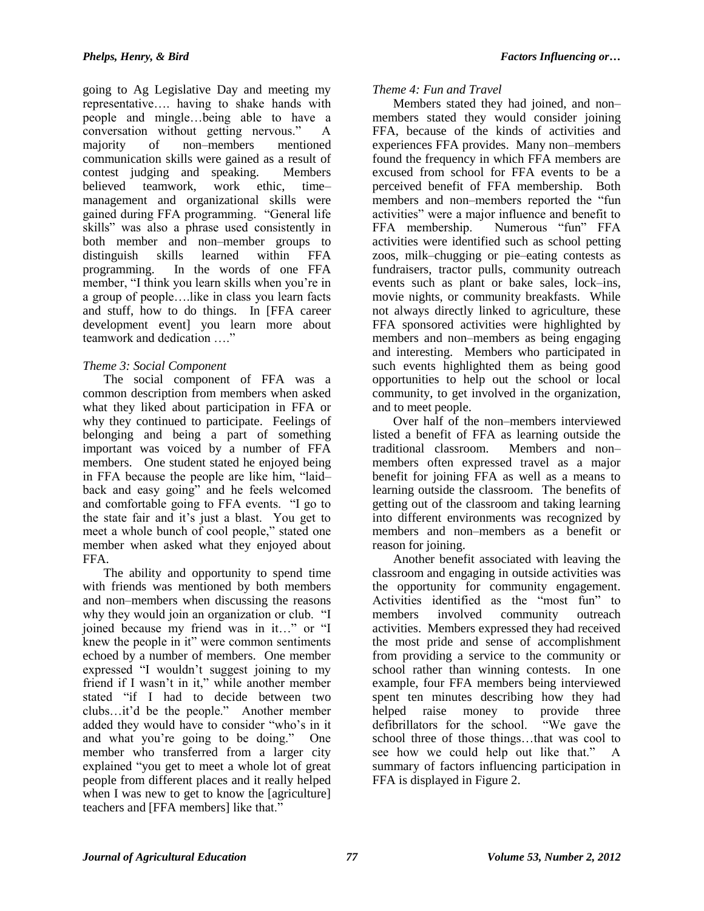going to Ag Legislative Day and meeting my representative…. having to shake hands with people and mingle…being able to have a conversation without getting nervous." A majority of non–members mentioned communication skills were gained as a result of contest judging and speaking. Members believed teamwork, work ethic, time–management and organizational skills were gained during FFA programming. "General life skills" was also a phrase used consistently in both member and non–member groups to distinguish skills learned within FFA programming. In the words of one FFA member, "I think you learn skills when you're in a group of people….like in class you learn facts and stuff, how to do things. In [FFA career development event] you learn more about teamwork and dedication …."

*Theme 3: Social Component*

The social component of FFA was a common description from members when asked what they liked about participation in FFA or why they continued to participate. Feelings of belonging and being a part of something important was voiced by a number of FFA members. One student stated he enjoyed being in FFA because the people are like him, "laid–back and easy going" and he feels welcomed and comfortable going to FFA events. "I go to the state fair and it's just a blast. You get to meet a whole bunch of cool people," stated one member when asked what they enjoyed about FFA.

The ability and opportunity to spend time with friends was mentioned by both members and non–members when discussing the reasons why they would join an organization or club. "I joined because my friend was in it…" or "I knew the people in it" were common sentiments echoed by a number of members. One member expressed "I wouldn't suggest joining to my friend if I wasn't in it," while another member stated "if I had to decide between two clubs…it'd be the people." Another member added they would have to consider "who's in it and what you're going to be doing." One member who transferred from a larger city explained "you get to meet a whole lot of great people from different places and it really helped when I was new to get to know the [agriculture] teachers and [FFA members] like that."

*Theme 4: Fun and Travel*

Members stated they had joined, and non–members stated they would consider joining FFA, because of the kinds of activities and experiences FFA provides. Many non–members found the frequency in which FFA members are excused from school for FFA events to be a perceived benefit of FFA membership. Both members and non–members reported the "fun activities" were a major influence and benefit to FFA membership. Numerous "fun" FFA activities were identified such as school petting zoos, milk–chugging or pie–eating contests as fundraisers, tractor pulls, community outreach events such as plant or bake sales, lock–ins, movie nights, or community breakfasts. While not always directly linked to agriculture, these FFA sponsored activities were highlighted by members and non–members as being engaging and interesting. Members who participated in such events highlighted them as being good opportunities to help out the school or local community, to get involved in the organization, and to meet people.

Over half of the non–members interviewed listed a benefit of FFA as learning outside the traditional classroom. Members and non–members often expressed travel as a major benefit for joining FFA as well as a means to learning outside the classroom. The benefits of getting out of the classroom and taking learning into different environments was recognized by members and non–members as a benefit or reason for joining.

Another benefit associated with leaving the classroom and engaging in outside activities was the opportunity for community engagement. Activities identified as the "most fun" to members involved community outreach activities. Members expressed they had received the most pride and sense of accomplishment from providing a service to the community or school rather than winning contests. In one example, four FFA members being interviewed spent ten minutes describing how they had helped raise money to provide three defibrillators for the school. "We gave the school three of those things…that was cool to see how we could help out like that." A summary of factors influencing participation in FFA is displayed in Figure 2.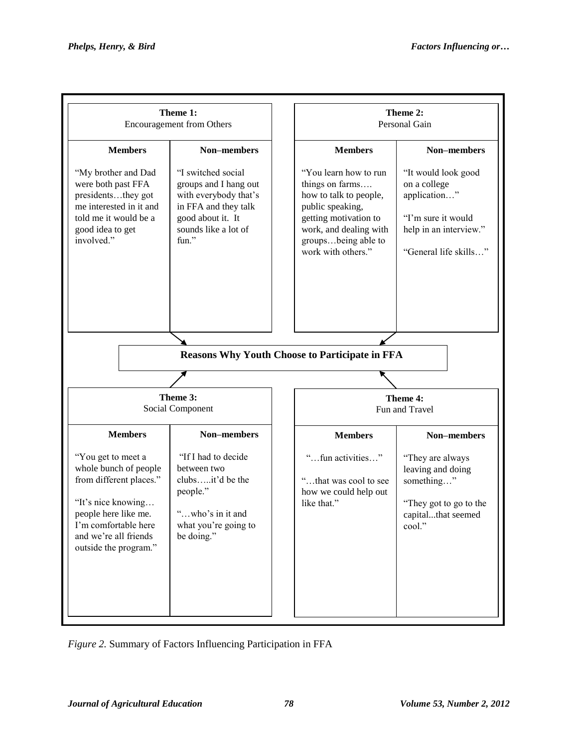**Theme 1:** Encouragement from Others

| Members | Non–members |
| --- | --- |
| "My brother and Dad were both past FFA presidents…they got me interested in it and told me it would be a good idea to get involved." | "I switched social groups and I hang out with everybody that's in FFA and they talk good about it. It sounds like a lot of fun." |

**Theme 2:** Personal Gain

| Members | Non–members |
| --- | --- |
| "You learn how to run things on farms…. how to talk to people, public speaking, getting motivation to work, and dealing with groups…being able to work with others." | "It would look good on a college application…"<br><br>"I'm sure it would help in an interview."<br><br>"General life skills…" |

**Reasons Why Youth Choose to Participate in FFA**

**Theme 3:** Social Component

| Members | Non–members |
| --- | --- |
| "You get to meet a whole bunch of people from different places."<br><br>"It's nice knowing… people here like me. I'm comfortable here and we're all friends outside the program." | "If I had to decide between two clubs…..it'd be the people."<br><br>"…who's in it and what you're going to be doing." |

**Theme 4:** Fun and Travel

| Members | Non–members |
| --- | --- |
| "…fun activities…"<br><br>"…that was cool to see how we could help out like that." | "They are always leaving and doing something…"<br><br>"They got to go to the capital...that seemed cool." |

*Figure 2.* Summary of Factors Influencing Participation in FFA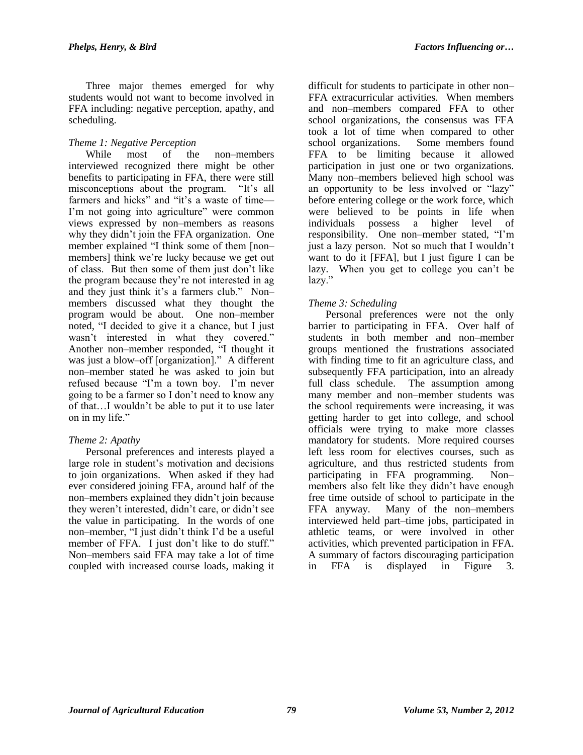Three major themes emerged for why students would not want to become involved in FFA including: negative perception, apathy, and scheduling.

*Theme 1: Negative Perception*

While most of the non–members interviewed recognized there might be other benefits to participating in FFA, there were still misconceptions about the program. "It's all farmers and hicks" and "it's a waste of time—I'm not going into agriculture" were common views expressed by non–members as reasons why they didn't join the FFA organization. One member explained "I think some of them [non–members] think we're lucky because we get out of class. But then some of them just don't like the program because they're not interested in ag and they just think it's a farmers club." Non–members discussed what they thought the program would be about. One non–member noted, "I decided to give it a chance, but I just wasn't interested in what they covered." Another non–member responded, "I thought it was just a blow–off [organization]." A different non–member stated he was asked to join but refused because "I'm a town boy. I'm never going to be a farmer so I don't need to know any of that…I wouldn't be able to put it to use later on in my life."

*Theme 2: Apathy*

Personal preferences and interests played a large role in student's motivation and decisions to join organizations. When asked if they had ever considered joining FFA, around half of the non–members explained they didn't join because they weren't interested, didn't care, or didn't see the value in participating. In the words of one non–member, "I just didn't think I'd be a useful member of FFA. I just don't like to do stuff." Non–members said FFA may take a lot of time coupled with increased course loads, making it difficult for students to participate in other non–FFA extracurricular activities. When members and non–members compared FFA to other school organizations, the consensus was FFA took a lot of time when compared to other school organizations. Some members found FFA to be limiting because it allowed participation in just one or two organizations. Many non–members believed high school was an opportunity to be less involved or "lazy" before entering college or the work force, which were believed to be points in life when individuals possess a higher level of responsibility. One non–member stated, "I'm just a lazy person. Not so much that I wouldn't want to do it [FFA], but I just figure I can be lazy. When you get to college you can't be lazy."

*Theme 3: Scheduling*

Personal preferences were not the only barrier to participating in FFA. Over half of students in both member and non–member groups mentioned the frustrations associated with finding time to fit an agriculture class, and subsequently FFA participation, into an already full class schedule. The assumption among many member and non–member students was the school requirements were increasing, it was getting harder to get into college, and school officials were trying to make more classes mandatory for students. More required courses left less room for electives courses, such as agriculture, and thus restricted students from participating in FFA programming. Non–members also felt like they didn't have enough free time outside of school to participate in the FFA anyway. Many of the non–members interviewed held part–time jobs, participated in athletic teams, or were involved in other activities, which prevented participation in FFA. A summary of factors discouraging participation in FFA is displayed in Figure 3.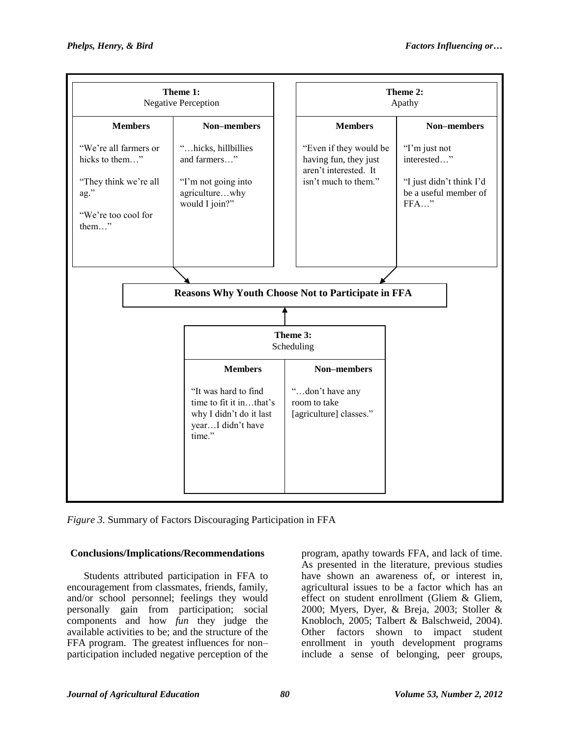**Theme 1:** Negative Perception

| Members | Non–members |
|---|---|
| "We're all farmers or hicks to them…" "They think we're all ag." "We're too cool for them…" | "…hicks, hillbillies and farmers…" "I'm not going into agriculture…why would I join?" |

**Theme 2:** Apathy

| Members | Non–members |
|---|---|
| "Even if they would be having fun, they just aren't interested. It isn't much to them." | "I'm just not interested…" "I just didn't think I'd be a useful member of FFA…" |

**Reasons Why Youth Choose Not to Participate in FFA**

**Theme 3:** Scheduling

| Members | Non–members |
|---|---|
| "It was hard to find time to fit it in…that's why I didn't do it last year…I didn't have time." | "…don't have any room to take [agriculture] classes." |

*Figure 3.* Summary of Factors Discouraging Participation in FFA

## Conclusions/Implications/Recommendations

Students attributed participation in FFA to encouragement from classmates, friends, family, and/or school personnel; feelings they would personally gain from participation; social components and how *fun* they judge the available activities to be; and the structure of the FFA program. The greatest influences for non–participation included negative perception of the program, apathy towards FFA, and lack of time. As presented in the literature, previous studies have shown an awareness of, or interest in, agricultural issues to be a factor which has an effect on student enrollment (Gliem & Gliem, 2000; Myers, Dyer, & Breja, 2003; Stoller & Knobloch, 2005; Talbert & Balschweid, 2004). Other factors shown to impact student enrollment in youth development programs include a sense of belonging, peer groups,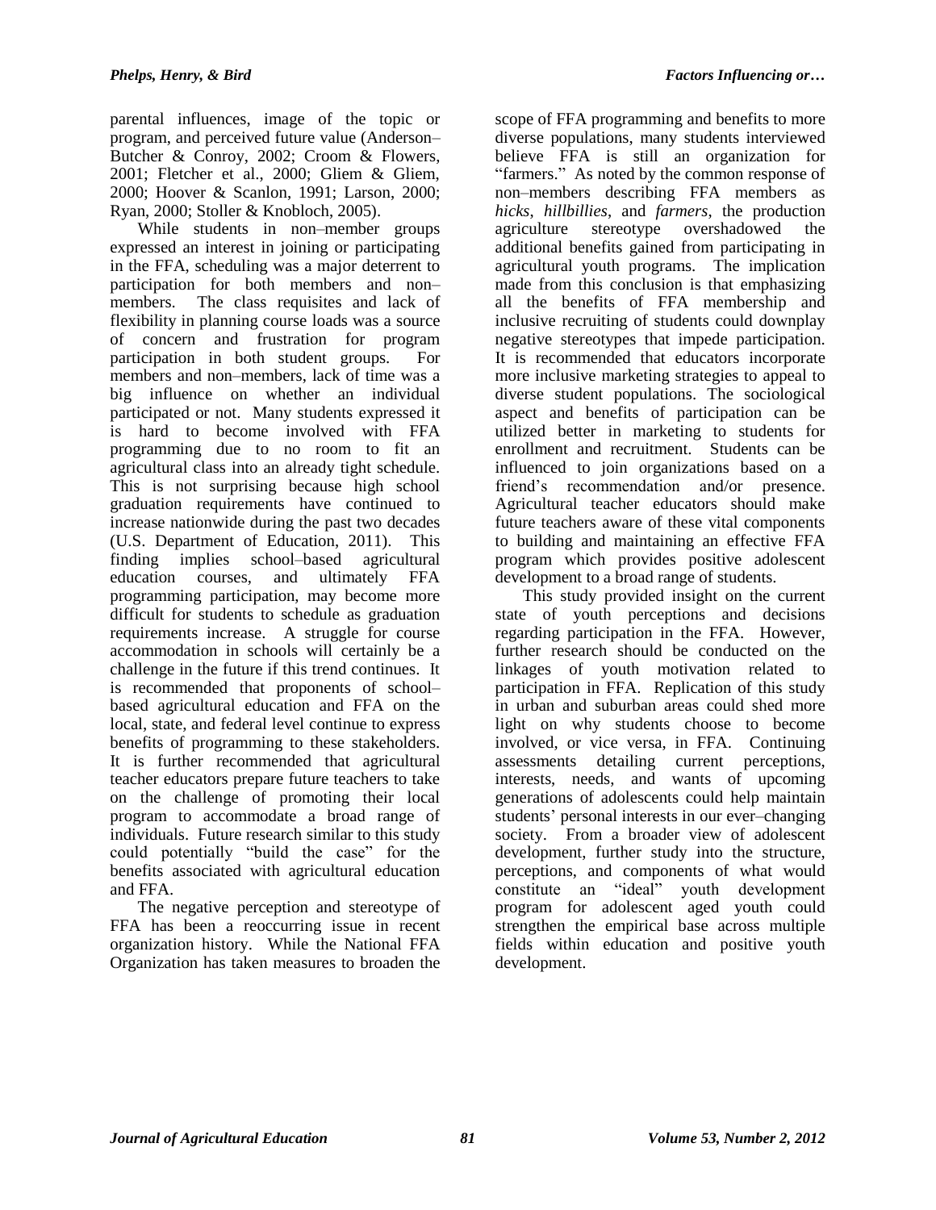parental influences, image of the topic or program, and perceived future value (Anderson–Butcher & Conroy, 2002; Croom & Flowers, 2001; Fletcher et al., 2000; Gliem & Gliem, 2000; Hoover & Scanlon, 1991; Larson, 2000; Ryan, 2000; Stoller & Knobloch, 2005).

While students in non–member groups expressed an interest in joining or participating in the FFA, scheduling was a major deterrent to participation for both members and non–members. The class requisites and lack of flexibility in planning course loads was a source of concern and frustration for program participation in both student groups. For members and non–members, lack of time was a big influence on whether an individual participated or not. Many students expressed it is hard to become involved with FFA programming due to no room to fit an agricultural class into an already tight schedule. This is not surprising because high school graduation requirements have continued to increase nationwide during the past two decades (U.S. Department of Education, 2011). This finding implies school–based agricultural education courses, and ultimately FFA programming participation, may become more difficult for students to schedule as graduation requirements increase. A struggle for course accommodation in schools will certainly be a challenge in the future if this trend continues. It is recommended that proponents of school–based agricultural education and FFA on the local, state, and federal level continue to express benefits of programming to these stakeholders. It is further recommended that agricultural teacher educators prepare future teachers to take on the challenge of promoting their local program to accommodate a broad range of individuals. Future research similar to this study could potentially "build the case" for the benefits associated with agricultural education and FFA.

The negative perception and stereotype of FFA has been a reoccurring issue in recent organization history. While the National FFA Organization has taken measures to broaden the scope of FFA programming and benefits to more diverse populations, many students interviewed believe FFA is still an organization for "farmers." As noted by the common response of non–members describing FFA members as *hicks*, *hillbillies*, and *farmers*, the production agriculture stereotype overshadowed the additional benefits gained from participating in agricultural youth programs. The implication made from this conclusion is that emphasizing all the benefits of FFA membership and inclusive recruiting of students could downplay negative stereotypes that impede participation. It is recommended that educators incorporate more inclusive marketing strategies to appeal to diverse student populations. The sociological aspect and benefits of participation can be utilized better in marketing to students for enrollment and recruitment. Students can be influenced to join organizations based on a friend's recommendation and/or presence. Agricultural teacher educators should make future teachers aware of these vital components to building and maintaining an effective FFA program which provides positive adolescent development to a broad range of students.

This study provided insight on the current state of youth perceptions and decisions regarding participation in the FFA. However, further research should be conducted on the linkages of youth motivation related to participation in FFA. Replication of this study in urban and suburban areas could shed more light on why students choose to become involved, or vice versa, in FFA. Continuing assessments detailing current perceptions, interests, needs, and wants of upcoming generations of adolescents could help maintain students' personal interests in our ever–changing society. From a broader view of adolescent development, further study into the structure, perceptions, and components of what would constitute an "ideal" youth development program for adolescent aged youth could strengthen the empirical base across multiple fields within education and positive youth development.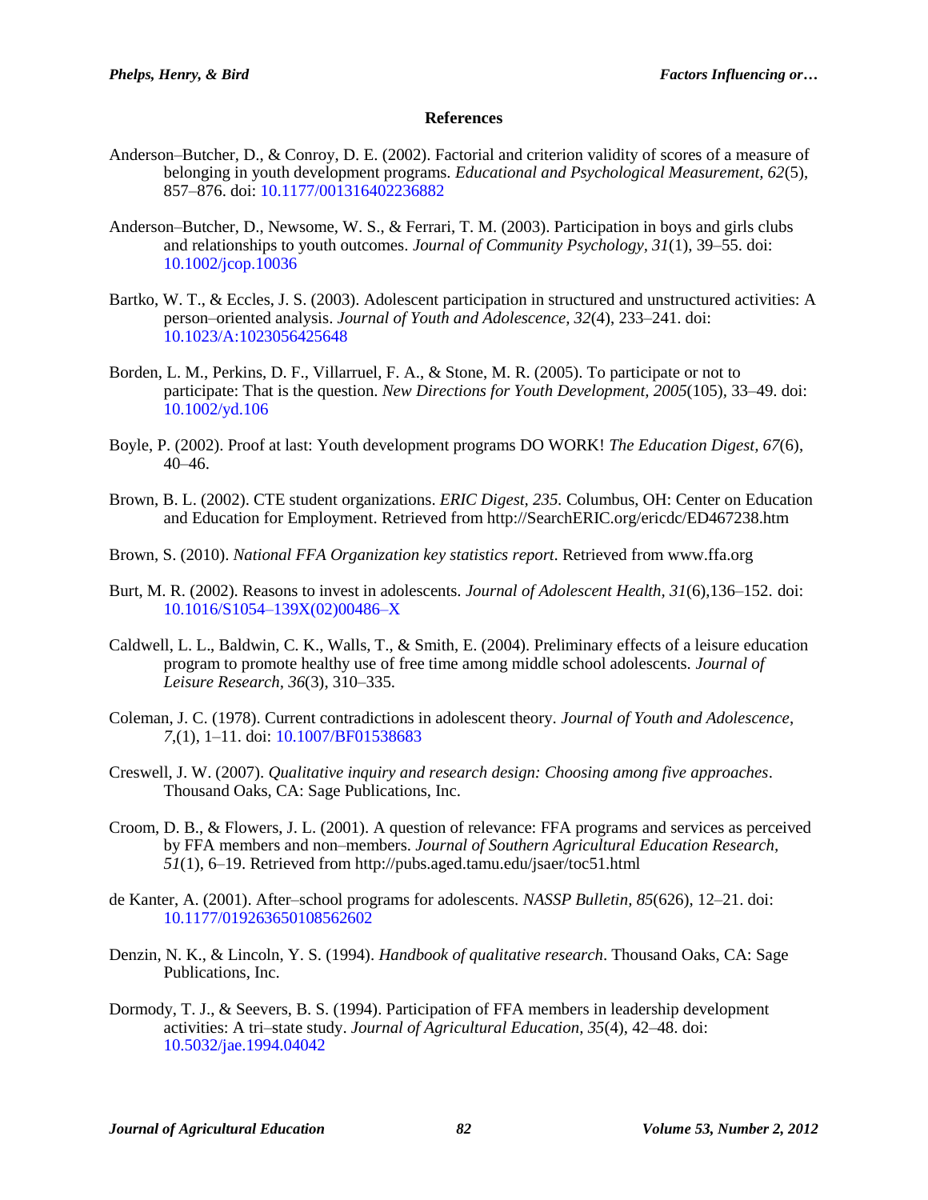## References

Anderson–Butcher, D., & Conroy, D. E. (2002). Factorial and criterion validity of scores of a measure of belonging in youth development programs. *Educational and Psychological Measurement, 62*(5), 857–876. doi: 10.1177/001316402236882

Anderson–Butcher, D., Newsome, W. S., & Ferrari, T. M. (2003). Participation in boys and girls clubs and relationships to youth outcomes. *Journal of Community Psychology, 31*(1), 39–55. doi: 10.1002/jcop.10036

Bartko, W. T., & Eccles, J. S. (2003). Adolescent participation in structured and unstructured activities: A person–oriented analysis. *Journal of Youth and Adolescence, 32*(4), 233–241. doi: 10.1023/A:1023056425648

Borden, L. M., Perkins, D. F., Villarruel, F. A., & Stone, M. R. (2005). To participate or not to participate: That is the question. *New Directions for Youth Development, 2005*(105), 33–49. doi: 10.1002/yd.106

Boyle, P. (2002). Proof at last: Youth development programs DO WORK! *The Education Digest, 67*(6), 40–46.

Brown, B. L. (2002). CTE student organizations. *ERIC Digest, 235.* Columbus, OH: Center on Education and Education for Employment. Retrieved from http://SearchERIC.org/ericdc/ED467238.htm

Brown, S. (2010). *National FFA Organization key statistics report*. Retrieved from www.ffa.org

Burt, M. R. (2002). Reasons to invest in adolescents. *Journal of Adolescent Health, 31*(6),136–152. doi: 10.1016/S1054–139X(02)00486–X

Caldwell, L. L., Baldwin, C. K., Walls, T., & Smith, E. (2004). Preliminary effects of a leisure education program to promote healthy use of free time among middle school adolescents. *Journal of Leisure Research, 36*(3), 310–335.

Coleman, J. C. (1978). Current contradictions in adolescent theory. *Journal of Youth and Adolescence, 7*,(1), 1–11. doi: 10.1007/BF01538683

Creswell, J. W. (2007). *Qualitative inquiry and research design: Choosing among five approaches*. Thousand Oaks, CA: Sage Publications, Inc.

Croom, D. B., & Flowers, J. L. (2001). A question of relevance: FFA programs and services as perceived by FFA members and non–members. *Journal of Southern Agricultural Education Research, 51*(1), 6–19. Retrieved from http://pubs.aged.tamu.edu/jsaer/toc51.html

de Kanter, A. (2001). After–school programs for adolescents. *NASSP Bulletin, 85*(626), 12–21. doi: 10.1177/019263650108562602

Denzin, N. K., & Lincoln, Y. S. (1994). *Handbook of qualitative research*. Thousand Oaks, CA: Sage Publications, Inc.

Dormody, T. J., & Seevers, B. S. (1994). Participation of FFA members in leadership development activities: A tri–state study. *Journal of Agricultural Education, 35*(4), 42–48. doi: 10.5032/jae.1994.04042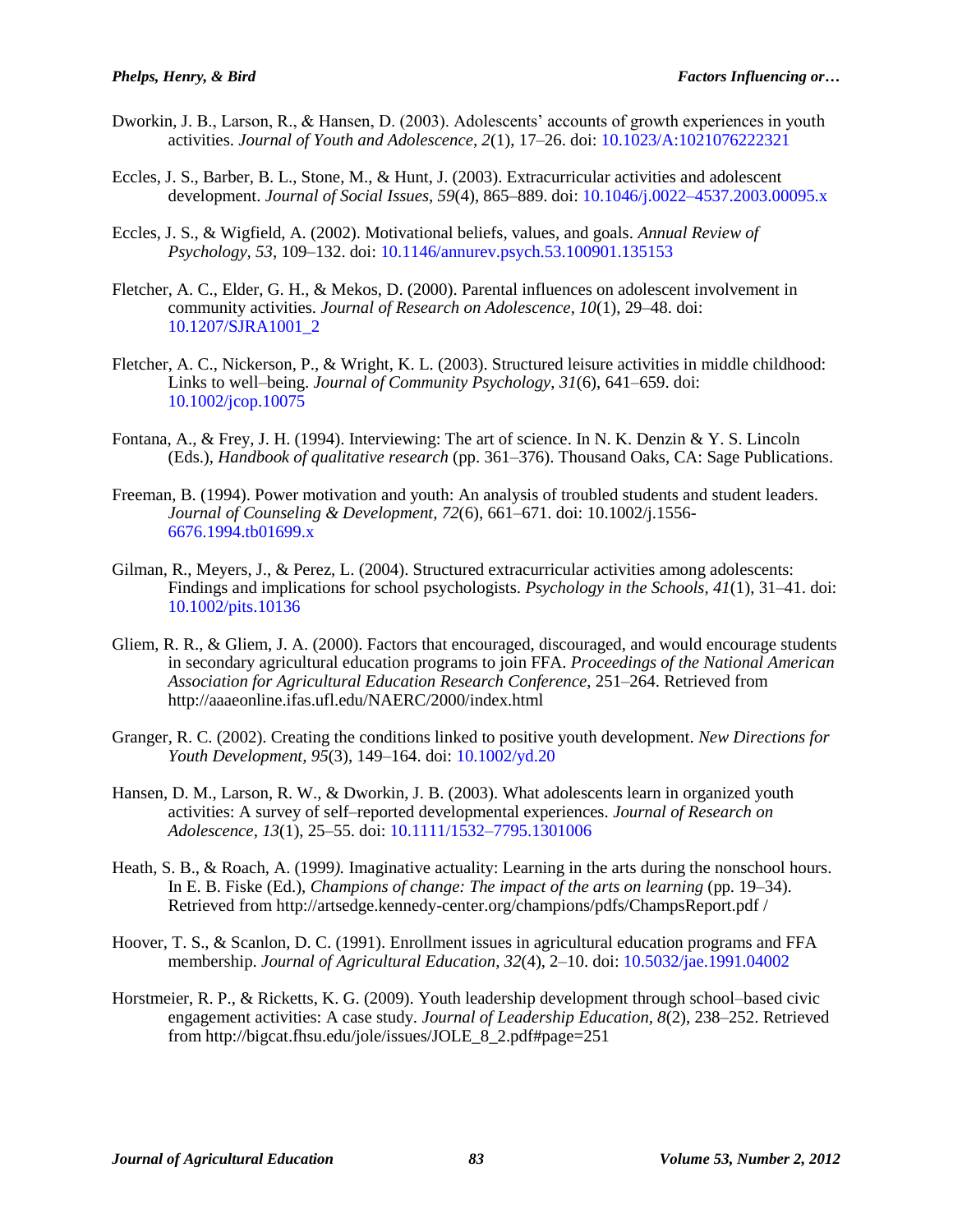Dworkin, J. B., Larson, R., & Hansen, D. (2003). Adolescents' accounts of growth experiences in youth activities. *Journal of Youth and Adolescence, 2*(1), 17–26. doi: 10.1023/A:1021076222321

Eccles, J. S., Barber, B. L., Stone, M., & Hunt, J. (2003). Extracurricular activities and adolescent development. *Journal of Social Issues, 59*(4), 865–889. doi: 10.1046/j.0022–4537.2003.00095.x

Eccles, J. S., & Wigfield, A. (2002). Motivational beliefs, values, and goals. *Annual Review of Psychology, 53*, 109–132. doi: 10.1146/annurev.psych.53.100901.135153

Fletcher, A. C., Elder, G. H., & Mekos, D. (2000). Parental influences on adolescent involvement in community activities. *Journal of Research on Adolescence, 10*(1), 29–48. doi: 10.1207/SJRA1001_2

Fletcher, A. C., Nickerson, P., & Wright, K. L. (2003). Structured leisure activities in middle childhood: Links to well–being. *Journal of Community Psychology, 31*(6), 641–659. doi: 10.1002/jcop.10075

Fontana, A., & Frey, J. H. (1994). Interviewing: The art of science. In N. K. Denzin & Y. S. Lincoln (Eds.), *Handbook of qualitative research* (pp. 361–376). Thousand Oaks, CA: Sage Publications.

Freeman, B. (1994). Power motivation and youth: An analysis of troubled students and student leaders. *Journal of Counseling & Development, 72*(6), 661–671. doi: 10.1002/j.1556-6676.1994.tb01699.x

Gilman, R., Meyers, J., & Perez, L. (2004). Structured extracurricular activities among adolescents: Findings and implications for school psychologists. *Psychology in the Schools, 41*(1), 31–41. doi: 10.1002/pits.10136

Gliem, R. R., & Gliem, J. A. (2000). Factors that encouraged, discouraged, and would encourage students in secondary agricultural education programs to join FFA. *Proceedings of the National American Association for Agricultural Education Research Conference*, 251–264. Retrieved from http://aaaeonline.ifas.ufl.edu/NAERC/2000/index.html

Granger, R. C. (2002). Creating the conditions linked to positive youth development. *New Directions for Youth Development, 95*(3), 149–164. doi: 10.1002/yd.20

Hansen, D. M., Larson, R. W., & Dworkin, J. B. (2003). What adolescents learn in organized youth activities: A survey of self–reported developmental experiences. *Journal of Research on Adolescence, 13*(1), 25–55. doi: 10.1111/1532–7795.1301006

Heath, S. B., & Roach, A. (1999). Imaginative actuality: Learning in the arts during the nonschool hours. In E. B. Fiske (Ed.), *Champions of change: The impact of the arts on learning* (pp. 19–34). Retrieved from http://artsedge.kennedy-center.org/champions/pdfs/ChampsReport.pdf /

Hoover, T. S., & Scanlon, D. C. (1991). Enrollment issues in agricultural education programs and FFA membership. *Journal of Agricultural Education, 32*(4), 2–10. doi: 10.5032/jae.1991.04002

Horstmeier, R. P., & Ricketts, K. G. (2009). Youth leadership development through school–based civic engagement activities: A case study. *Journal of Leadership Education, 8*(2), 238–252. Retrieved from http://bigcat.fhsu.edu/jole/issues/JOLE_8_2.pdf#page=251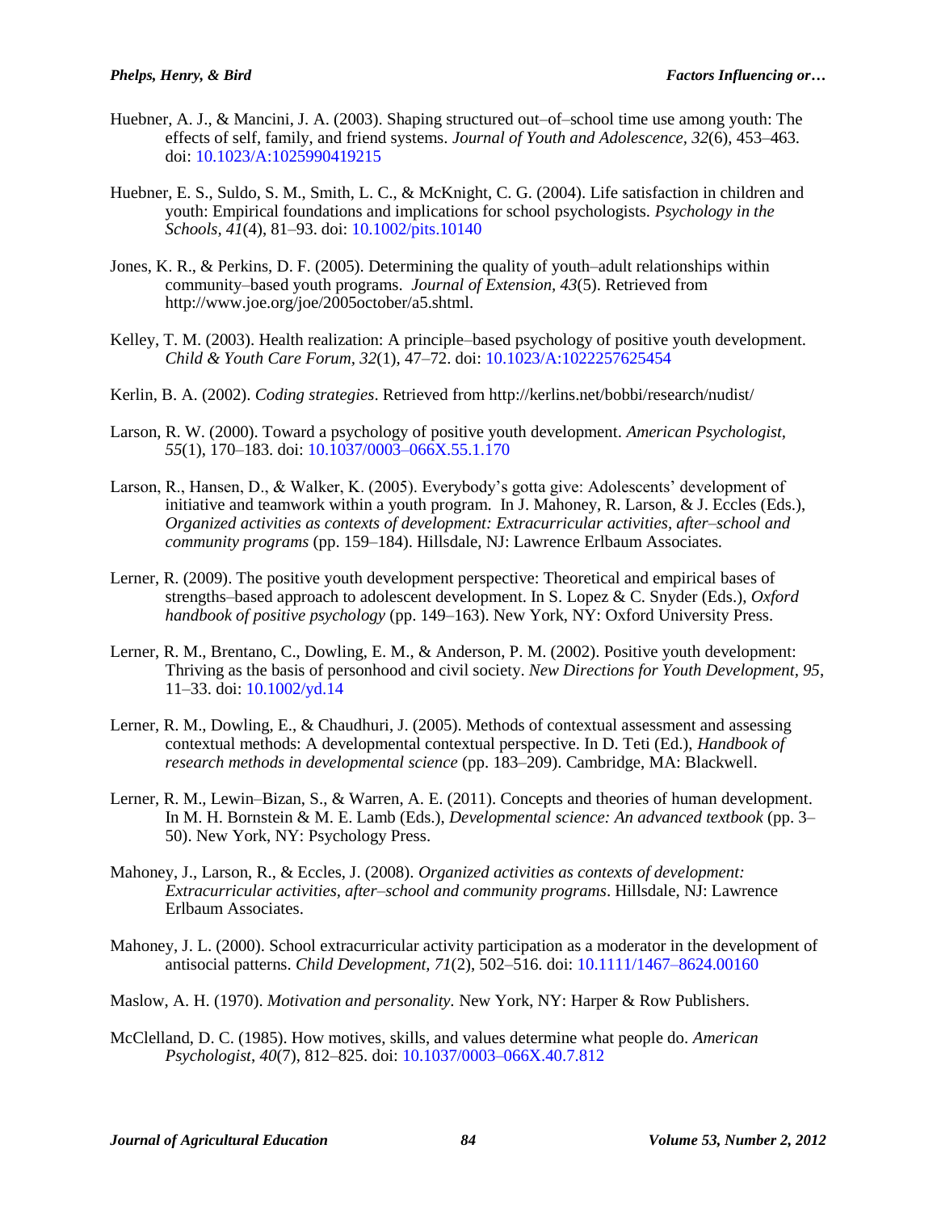Huebner, A. J., & Mancini, J. A. (2003). Shaping structured out–of–school time use among youth: The effects of self, family, and friend systems. *Journal of Youth and Adolescence*, *32*(6), 453–463. doi: 10.1023/A:1025990419215

Huebner, E. S., Suldo, S. M., Smith, L. C., & McKnight, C. G. (2004). Life satisfaction in children and youth: Empirical foundations and implications for school psychologists. *Psychology in the Schools*, *41*(4), 81–93. doi: 10.1002/pits.10140

Jones, K. R., & Perkins, D. F. (2005). Determining the quality of youth–adult relationships within community–based youth programs. *Journal of Extension*, *43*(5). Retrieved from http://www.joe.org/joe/2005october/a5.shtml.

Kelley, T. M. (2003). Health realization: A principle–based psychology of positive youth development. *Child & Youth Care Forum*, *32*(1), 47–72. doi: 10.1023/A:1022257625454

Kerlin, B. A. (2002). *Coding strategies*. Retrieved from http://kerlins.net/bobbi/research/nudist/

Larson, R. W. (2000). Toward a psychology of positive youth development. *American Psychologist*, *55*(1), 170–183. doi: 10.1037/0003–066X.55.1.170

Larson, R., Hansen, D., & Walker, K. (2005). Everybody's gotta give: Adolescents' development of initiative and teamwork within a youth program. In J. Mahoney, R. Larson, & J. Eccles (Eds.), *Organized activities as contexts of development: Extracurricular activities, after–school and community programs* (pp. 159–184). Hillsdale, NJ: Lawrence Erlbaum Associates.

Lerner, R. (2009). The positive youth development perspective: Theoretical and empirical bases of strengths–based approach to adolescent development. In S. Lopez & C. Snyder (Eds.), *Oxford handbook of positive psychology* (pp. 149–163). New York, NY: Oxford University Press.

Lerner, R. M., Brentano, C., Dowling, E. M., & Anderson, P. M. (2002). Positive youth development: Thriving as the basis of personhood and civil society. *New Directions for Youth Development*, *95*, 11–33. doi: 10.1002/yd.14

Lerner, R. M., Dowling, E., & Chaudhuri, J. (2005). Methods of contextual assessment and assessing contextual methods: A developmental contextual perspective. In D. Teti (Ed.), *Handbook of research methods in developmental science* (pp. 183–209). Cambridge, MA: Blackwell.

Lerner, R. M., Lewin–Bizan, S., & Warren, A. E. (2011). Concepts and theories of human development. In M. H. Bornstein & M. E. Lamb (Eds.), *Developmental science: An advanced textbook* (pp. 3–50). New York, NY: Psychology Press.

Mahoney, J., Larson, R., & Eccles, J. (2008). *Organized activities as contexts of development: Extracurricular activities, after–school and community programs*. Hillsdale, NJ: Lawrence Erlbaum Associates.

Mahoney, J. L. (2000). School extracurricular activity participation as a moderator in the development of antisocial patterns. *Child Development*, *71*(2), 502–516. doi: 10.1111/1467–8624.00160

Maslow, A. H. (1970). *Motivation and personality.* New York, NY: Harper & Row Publishers.

McClelland, D. C. (1985). How motives, skills, and values determine what people do. *American Psychologist*, *40*(7), 812–825. doi: 10.1037/0003–066X.40.7.812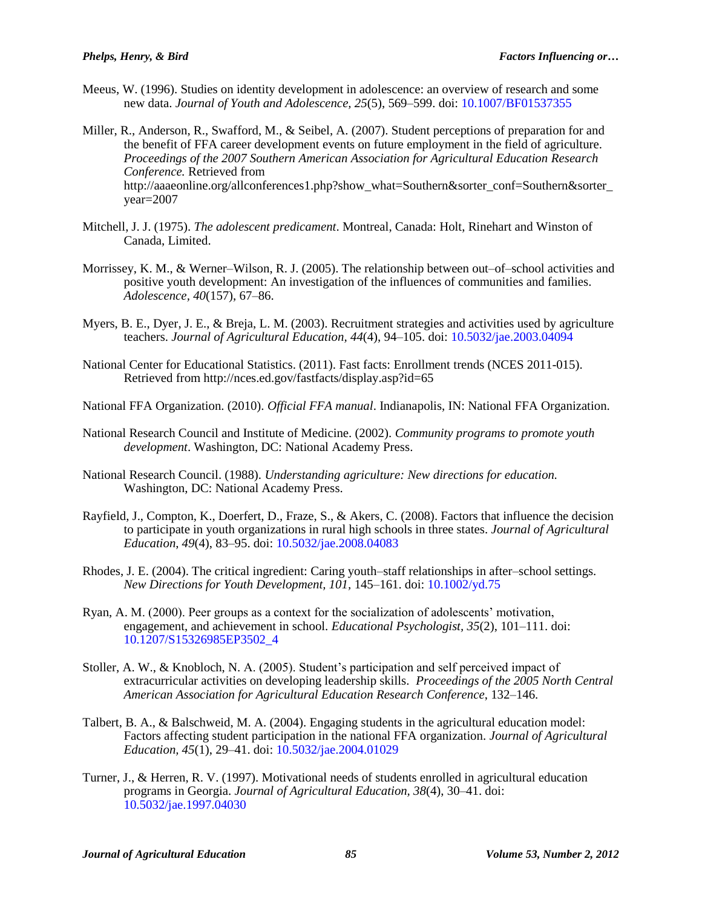Meeus, W. (1996). Studies on identity development in adolescence: an overview of research and some new data. *Journal of Youth and Adolescence, 25*(5), 569–599. doi: 10.1007/BF01537355

Miller, R., Anderson, R., Swafford, M., & Seibel, A. (2007). Student perceptions of preparation for and the benefit of FFA career development events on future employment in the field of agriculture. *Proceedings of the 2007 Southern American Association for Agricultural Education Research Conference.* Retrieved from http://aaaeonline.org/allconferences1.php?show_what=Southern&sorter_conf=Southern&sorter_year=2007

Mitchell, J. J. (1975). *The adolescent predicament*. Montreal, Canada: Holt, Rinehart and Winston of Canada, Limited.

Morrissey, K. M., & Werner–Wilson, R. J. (2005). The relationship between out–of–school activities and positive youth development: An investigation of the influences of communities and families. *Adolescence, 40*(157), 67–86.

Myers, B. E., Dyer, J. E., & Breja, L. M. (2003). Recruitment strategies and activities used by agriculture teachers. *Journal of Agricultural Education, 44*(4), 94–105. doi: 10.5032/jae.2003.04094

National Center for Educational Statistics. (2011). Fast facts: Enrollment trends (NCES 2011-015). Retrieved from http://nces.ed.gov/fastfacts/display.asp?id=65

National FFA Organization. (2010). *Official FFA manual*. Indianapolis, IN: National FFA Organization.

National Research Council and Institute of Medicine. (2002). *Community programs to promote youth development*. Washington, DC: National Academy Press.

National Research Council. (1988). *Understanding agriculture: New directions for education.* Washington, DC: National Academy Press.

Rayfield, J., Compton, K., Doerfert, D., Fraze, S., & Akers, C. (2008). Factors that influence the decision to participate in youth organizations in rural high schools in three states. *Journal of Agricultural Education, 49*(4), 83–95. doi: 10.5032/jae.2008.04083

Rhodes, J. E. (2004). The critical ingredient: Caring youth–staff relationships in after–school settings. *New Directions for Youth Development, 101*, 145–161. doi: 10.1002/yd.75

Ryan, A. M. (2000). Peer groups as a context for the socialization of adolescents' motivation, engagement, and achievement in school. *Educational Psychologist, 35*(2), 101–111. doi: 10.1207/S15326985EP3502_4

Stoller, A. W., & Knobloch, N. A. (2005). Student's participation and self perceived impact of extracurricular activities on developing leadership skills. *Proceedings of the 2005 North Central American Association for Agricultural Education Research Conference*, 132–146.

Talbert, B. A., & Balschweid, M. A. (2004). Engaging students in the agricultural education model: Factors affecting student participation in the national FFA organization. *Journal of Agricultural Education, 45*(1), 29–41. doi: 10.5032/jae.2004.01029

Turner, J., & Herren, R. V. (1997). Motivational needs of students enrolled in agricultural education programs in Georgia. *Journal of Agricultural Education, 38*(4), 30–41. doi: 10.5032/jae.1997.04030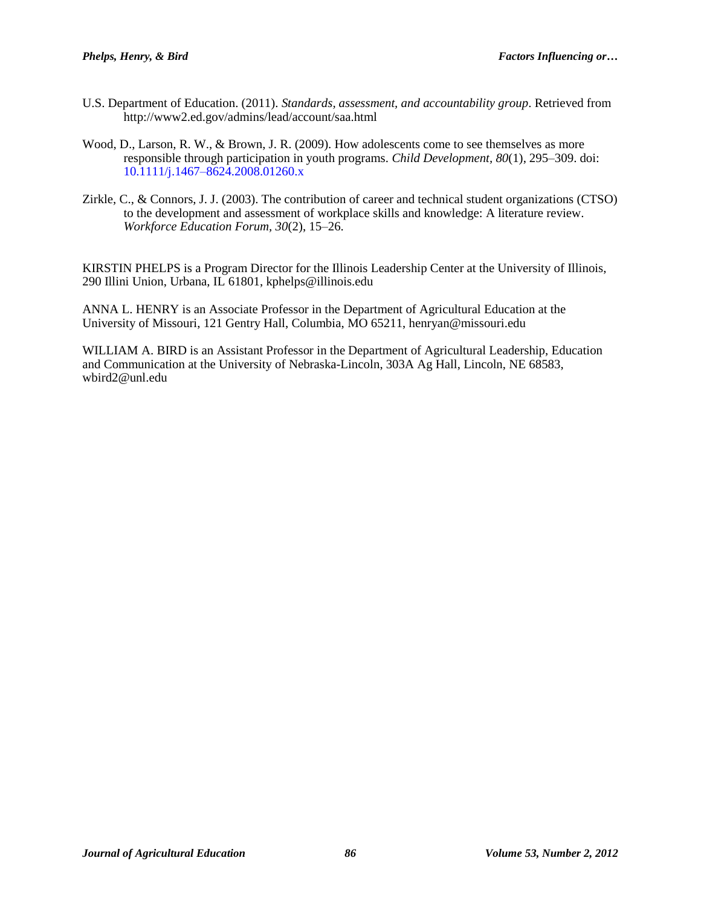U.S. Department of Education. (2011). *Standards, assessment, and accountability group*. Retrieved from http://www2.ed.gov/admins/lead/account/saa.html

Wood, D., Larson, R. W., & Brown, J. R. (2009). How adolescents come to see themselves as more responsible through participation in youth programs. *Child Development, 80*(1), 295–309. doi: 10.1111/j.1467–8624.2008.01260.x

Zirkle, C., & Connors, J. J. (2003). The contribution of career and technical student organizations (CTSO) to the development and assessment of workplace skills and knowledge: A literature review. *Workforce Education Forum, 30*(2), 15–26.

KIRSTIN PHELPS is a Program Director for the Illinois Leadership Center at the University of Illinois, 290 Illini Union, Urbana, IL 61801, kphelps@illinois.edu

ANNA L. HENRY is an Associate Professor in the Department of Agricultural Education at the University of Missouri, 121 Gentry Hall, Columbia, MO 65211, henryan@missouri.edu

WILLIAM A. BIRD is an Assistant Professor in the Department of Agricultural Leadership, Education and Communication at the University of Nebraska-Lincoln, 303A Ag Hall, Lincoln, NE 68583, wbird2@unl.edu